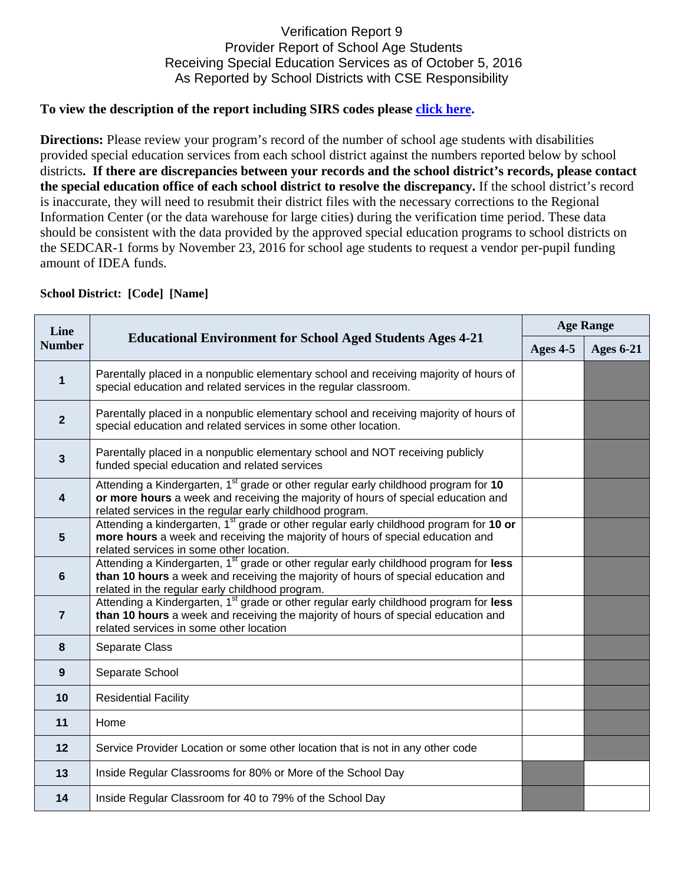# Verification Report 9
## Provider Report of School Age Students Receiving Special Education Services as of October 5, 2016
## As Reported by School Districts with CSE Responsibility

**To view the description of the report including SIRS codes please click here.**

**Directions:** Please review your program's record of the number of school age students with disabilities provided special education services from each school district against the numbers reported below by school districts**. If there are discrepancies between your records and the school district's records, please contact the special education office of each school district to resolve the discrepancy.** If the school district's record is inaccurate, they will need to resubmit their district files with the necessary corrections to the Regional Information Center (or the data warehouse for large cities) during the verification time period. These data should be consistent with the data provided by the approved special education programs to school districts on the SEDCAR-1 forms by November 23, 2016 for school age students to request a vendor per-pupil funding amount of IDEA funds.

**School District: [Code] [Name]**

| Line Number | Educational Environment for School Aged Students Ages 4-21 | Age Range | |
|---|---|---|---|
| | | Ages 4-5 | Ages 6-21 |
| 1 | Parentally placed in a nonpublic elementary school and receiving majority of hours of special education and related services in the regular classroom. | | |
| 2 | Parentally placed in a nonpublic elementary school and receiving majority of hours of special education and related services in some other location. | | |
| 3 | Parentally placed in a nonpublic elementary school and NOT receiving publicly funded special education and related services | | |
| 4 | Attending a Kindergarten, 1st grade or other regular early childhood program for **10 or more hours** a week and receiving the majority of hours of special education and related services in the regular early childhood program. | | |
| 5 | Attending a kindergarten, 1st grade or other regular early childhood program for **10 or more hours** a week and receiving the majority of hours of special education and related services in some other location. | | |
| 6 | Attending a Kindergarten, 1st grade or other regular early childhood program for **less than 10 hours** a week and receiving the majority of hours of special education and related in the regular early childhood program. | | |
| 7 | Attending a Kindergarten, 1st grade or other regular early childhood program for **less than 10 hours** a week and receiving the majority of hours of special education and related services in some other location | | |
| 8 | Separate Class | | |
| 9 | Separate School | | |
| 10 | Residential Facility | | |
| 11 | Home | | |
| 12 | Service Provider Location or some other location that is not in any other code | | |
| 13 | Inside Regular Classrooms for 80% or More of the School Day | | |
| 14 | Inside Regular Classroom for 40 to 79% of the School Day | | |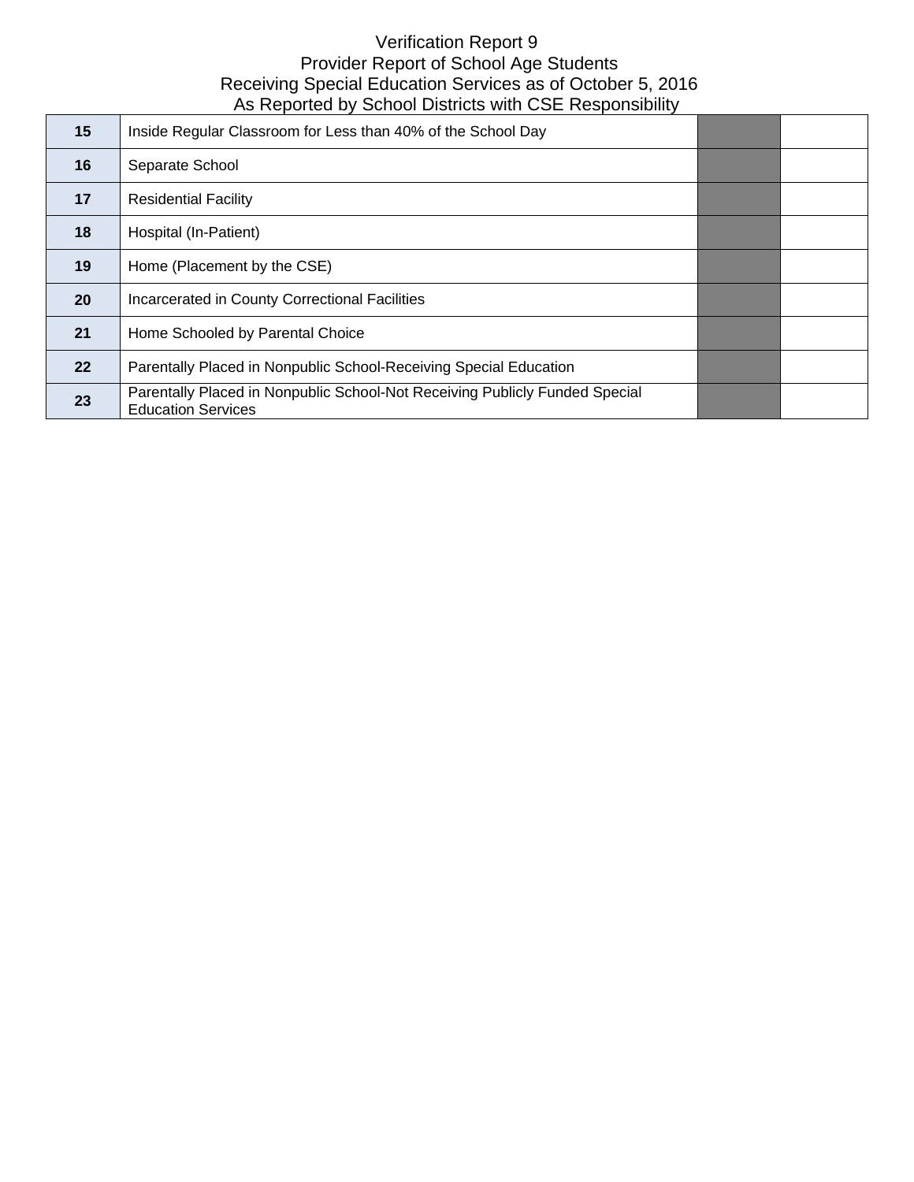# Verification Report 9
Provider Report of School Age Students
Receiving Special Education Services as of October 5, 2016
As Reported by School Districts with CSE Responsibility

| | | | |
|---|---|---|---|
| **15** | Inside Regular Classroom for Less than 40% of the School Day | | |
| **16** | Separate School | | |
| **17** | Residential Facility | | |
| **18** | Hospital (In-Patient) | | |
| **19** | Home (Placement by the CSE) | | |
| **20** | Incarcerated in County Correctional Facilities | | |
| **21** | Home Schooled by Parental Choice | | |
| **22** | Parentally Placed in Nonpublic School-Receiving Special Education | | |
| **23** | Parentally Placed in Nonpublic School-Not Receiving Publicly Funded Special Education Services | | |